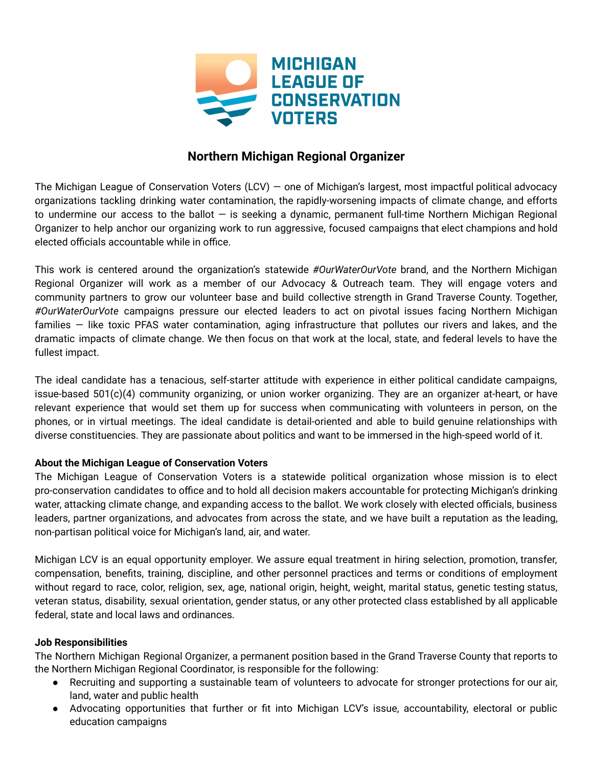MICHIGAN LEAGUE OF CONSERVATION VOTERS

## Northern Michigan Regional Organizer

The Michigan League of Conservation Voters (LCV) — one of Michigan's largest, most impactful political advocacy organizations tackling drinking water contamination, the rapidly-worsening impacts of climate change, and efforts to undermine our access to the ballot — is seeking a dynamic, permanent full-time Northern Michigan Regional Organizer to help anchor our organizing work to run aggressive, focused campaigns that elect champions and hold elected officials accountable while in office.

This work is centered around the organization's statewide *#OurWaterOurVote* brand, and the Northern Michigan Regional Organizer will work as a member of our Advocacy & Outreach team. They will engage voters and community partners to grow our volunteer base and build collective strength in Grand Traverse County. Together, *#OurWaterOurVote* campaigns pressure our elected leaders to act on pivotal issues facing Northern Michigan families — like toxic PFAS water contamination, aging infrastructure that pollutes our rivers and lakes, and the dramatic impacts of climate change. We then focus on that work at the local, state, and federal levels to have the fullest impact.

The ideal candidate has a tenacious, self-starter attitude with experience in either political candidate campaigns, issue-based 501(c)(4) community organizing, or union worker organizing. They are an organizer at-heart, or have relevant experience that would set them up for success when communicating with volunteers in person, on the phones, or in virtual meetings. The ideal candidate is detail-oriented and able to build genuine relationships with diverse constituencies. They are passionate about politics and want to be immersed in the high-speed world of it.

**About the Michigan League of Conservation Voters**

The Michigan League of Conservation Voters is a statewide political organization whose mission is to elect pro-conservation candidates to office and to hold all decision makers accountable for protecting Michigan's drinking water, attacking climate change, and expanding access to the ballot. We work closely with elected officials, business leaders, partner organizations, and advocates from across the state, and we have built a reputation as the leading, non-partisan political voice for Michigan's land, air, and water.

Michigan LCV is an equal opportunity employer. We assure equal treatment in hiring selection, promotion, transfer, compensation, benefits, training, discipline, and other personnel practices and terms or conditions of employment without regard to race, color, religion, sex, age, national origin, height, weight, marital status, genetic testing status, veteran status, disability, sexual orientation, gender status, or any other protected class established by all applicable federal, state and local laws and ordinances.

**Job Responsibilities**

The Northern Michigan Regional Organizer, a permanent position based in the Grand Traverse County that reports to the Northern Michigan Regional Coordinator, is responsible for the following:

- Recruiting and supporting a sustainable team of volunteers to advocate for stronger protections for our air, land, water and public health
- Advocating opportunities that further or fit into Michigan LCV's issue, accountability, electoral or public education campaigns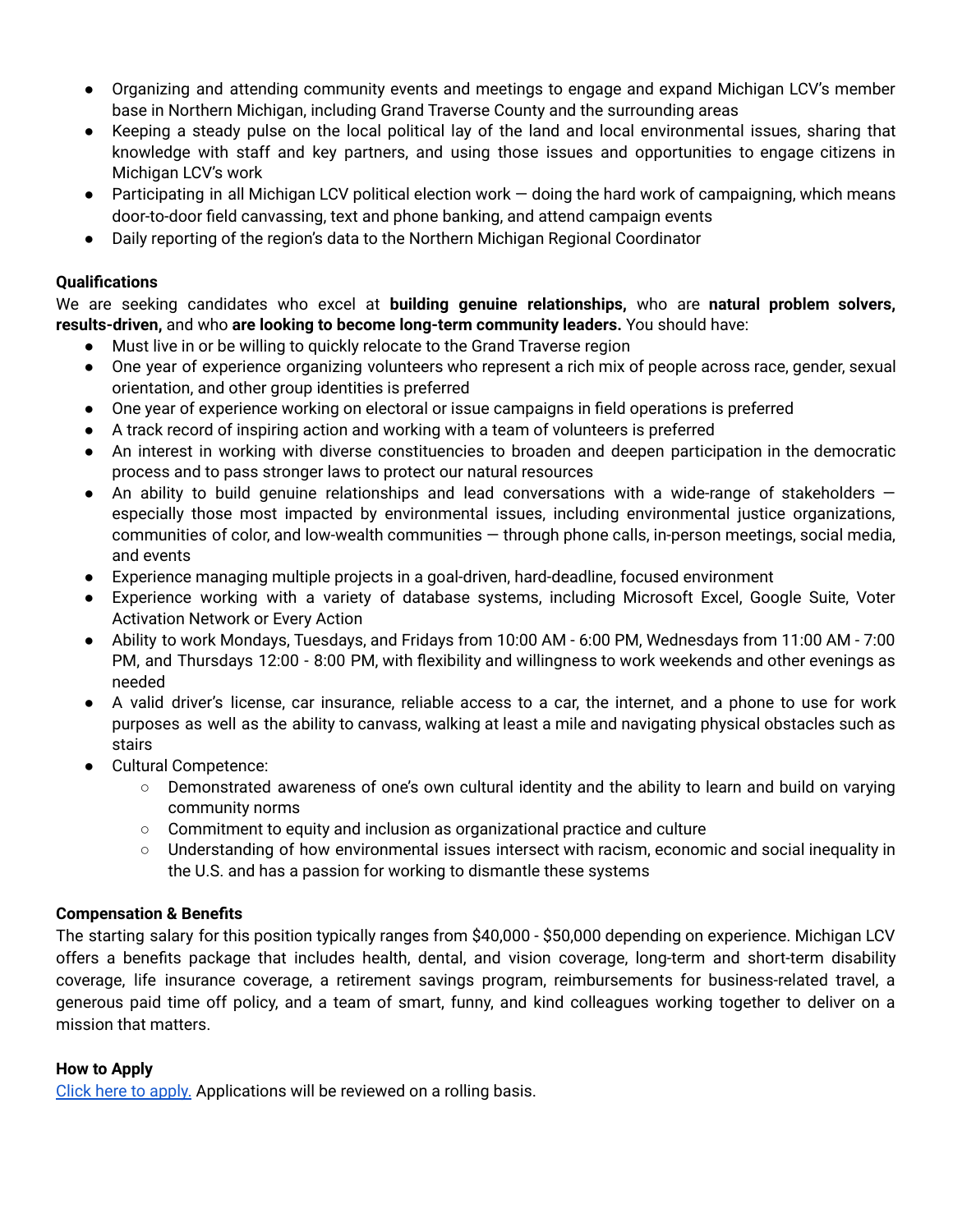- Organizing and attending community events and meetings to engage and expand Michigan LCV's member base in Northern Michigan, including Grand Traverse County and the surrounding areas
- Keeping a steady pulse on the local political lay of the land and local environmental issues, sharing that knowledge with staff and key partners, and using those issues and opportunities to engage citizens in Michigan LCV's work
- Participating in all Michigan LCV political election work — doing the hard work of campaigning, which means door-to-door field canvassing, text and phone banking, and attend campaign events
- Daily reporting of the region's data to the Northern Michigan Regional Coordinator

**Qualifications**

We are seeking candidates who excel at **building genuine relationships,** who are **natural problem solvers, results-driven,** and who **are looking to become long-term community leaders.** You should have:

- Must live in or be willing to quickly relocate to the Grand Traverse region
- One year of experience organizing volunteers who represent a rich mix of people across race, gender, sexual orientation, and other group identities is preferred
- One year of experience working on electoral or issue campaigns in field operations is preferred
- A track record of inspiring action and working with a team of volunteers is preferred
- An interest in working with diverse constituencies to broaden and deepen participation in the democratic process and to pass stronger laws to protect our natural resources
- An ability to build genuine relationships and lead conversations with a wide-range of stakeholders — especially those most impacted by environmental issues, including environmental justice organizations, communities of color, and low-wealth communities — through phone calls, in-person meetings, social media, and events
- Experience managing multiple projects in a goal-driven, hard-deadline, focused environment
- Experience working with a variety of database systems, including Microsoft Excel, Google Suite, Voter Activation Network or Every Action
- Ability to work Mondays, Tuesdays, and Fridays from 10:00 AM - 6:00 PM, Wednesdays from 11:00 AM - 7:00 PM, and Thursdays 12:00 - 8:00 PM, with flexibility and willingness to work weekends and other evenings as needed
- A valid driver's license, car insurance, reliable access to a car, the internet, and a phone to use for work purposes as well as the ability to canvass, walking at least a mile and navigating physical obstacles such as stairs
- Cultural Competence:
  - Demonstrated awareness of one's own cultural identity and the ability to learn and build on varying community norms
  - Commitment to equity and inclusion as organizational practice and culture
  - Understanding of how environmental issues intersect with racism, economic and social inequality in the U.S. and has a passion for working to dismantle these systems

**Compensation & Benefits**

The starting salary for this position typically ranges from $40,000 - $50,000 depending on experience. Michigan LCV offers a benefits package that includes health, dental, and vision coverage, long-term and short-term disability coverage, life insurance coverage, a retirement savings program, reimbursements for business-related travel, a generous paid time off policy, and a team of smart, funny, and kind colleagues working together to deliver on a mission that matters.

**How to Apply**

Click here to apply. Applications will be reviewed on a rolling basis.